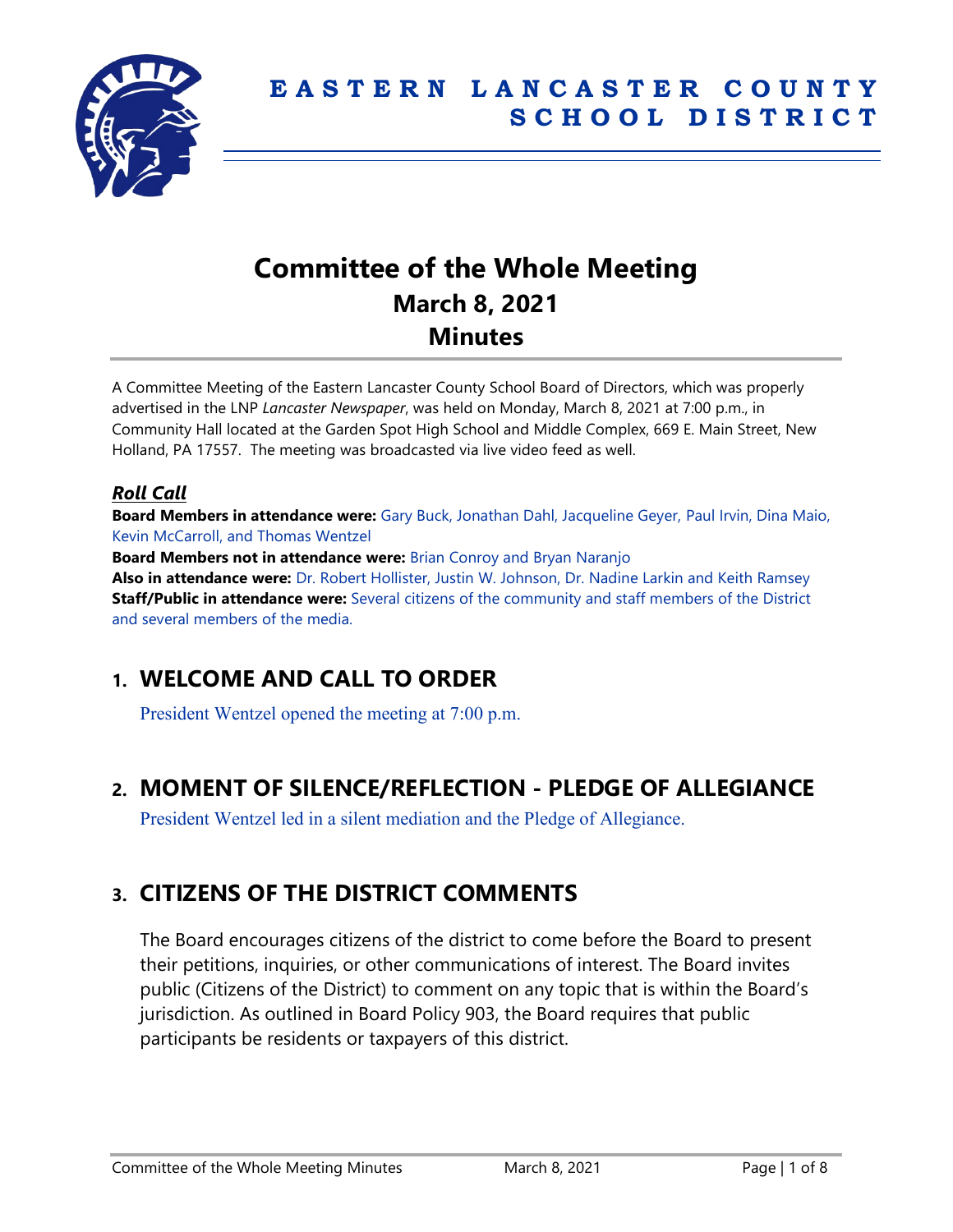# EASTERN LANCASTER COUNTY SCHOOL DISTRICT

# Committee of the Whole Meeting
## March 8, 2021
## Minutes

A Committee Meeting of the Eastern Lancaster County School Board of Directors, which was properly advertised in the LNP *Lancaster Newspaper*, was held on Monday, March 8, 2021 at 7:00 p.m., in Community Hall located at the Garden Spot High School and Middle Complex, 669 E. Main Street, New Holland, PA 17557. The meeting was broadcasted via live video feed as well.

### *Roll Call*

**Board Members in attendance were:** Gary Buck, Jonathan Dahl, Jacqueline Geyer, Paul Irvin, Dina Maio, Kevin McCarroll, and Thomas Wentzel

**Board Members not in attendance were:** Brian Conroy and Bryan Naranjo

**Also in attendance were:** Dr. Robert Hollister, Justin W. Johnson, Dr. Nadine Larkin and Keith Ramsey

**Staff/Public in attendance were:** Several citizens of the community and staff members of the District and several members of the media.

## 1. WELCOME AND CALL TO ORDER

President Wentzel opened the meeting at 7:00 p.m.

## 2. MOMENT OF SILENCE/REFLECTION - PLEDGE OF ALLEGIANCE

President Wentzel led in a silent mediation and the Pledge of Allegiance.

## 3. CITIZENS OF THE DISTRICT COMMENTS

The Board encourages citizens of the district to come before the Board to present their petitions, inquiries, or other communications of interest. The Board invites public (Citizens of the District) to comment on any topic that is within the Board's jurisdiction. As outlined in Board Policy 903, the Board requires that public participants be residents or taxpayers of this district.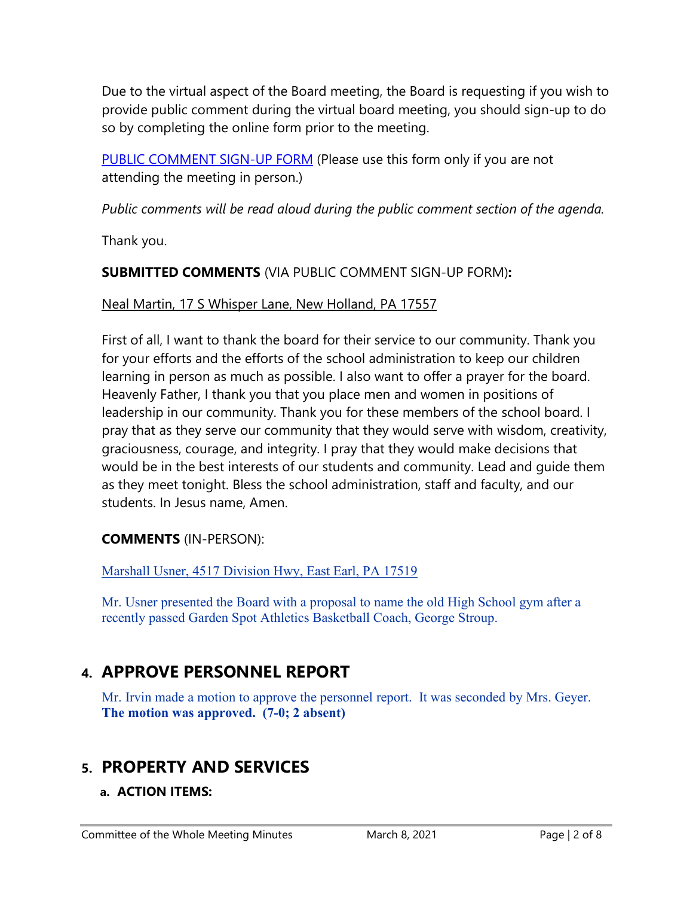Due to the virtual aspect of the Board meeting, the Board is requesting if you wish to provide public comment during the virtual board meeting, you should sign-up to do so by completing the online form prior to the meeting.

PUBLIC COMMENT SIGN-UP FORM (Please use this form only if you are not attending the meeting in person.)

*Public comments will be read aloud during the public comment section of the agenda.*

Thank you.

**SUBMITTED COMMENTS** (VIA PUBLIC COMMENT SIGN-UP FORM)**:**

Neal Martin, 17 S Whisper Lane, New Holland, PA 17557

First of all, I want to thank the board for their service to our community. Thank you for your efforts and the efforts of the school administration to keep our children learning in person as much as possible. I also want to offer a prayer for the board. Heavenly Father, I thank you that you place men and women in positions of leadership in our community. Thank you for these members of the school board. I pray that as they serve our community that they would serve with wisdom, creativity, graciousness, courage, and integrity. I pray that they would make decisions that would be in the best interests of our students and community. Lead and guide them as they meet tonight. Bless the school administration, staff and faculty, and our students. In Jesus name, Amen.

**COMMENTS** (IN-PERSON):

Marshall Usner, 4517 Division Hwy, East Earl, PA 17519

Mr. Usner presented the Board with a proposal to name the old High School gym after a recently passed Garden Spot Athletics Basketball Coach, George Stroup.

## 4. APPROVE PERSONNEL REPORT

Mr. Irvin made a motion to approve the personnel report. It was seconded by Mrs. Geyer. **The motion was approved. (7-0; 2 absent)**

## 5. PROPERTY AND SERVICES

### a. ACTION ITEMS: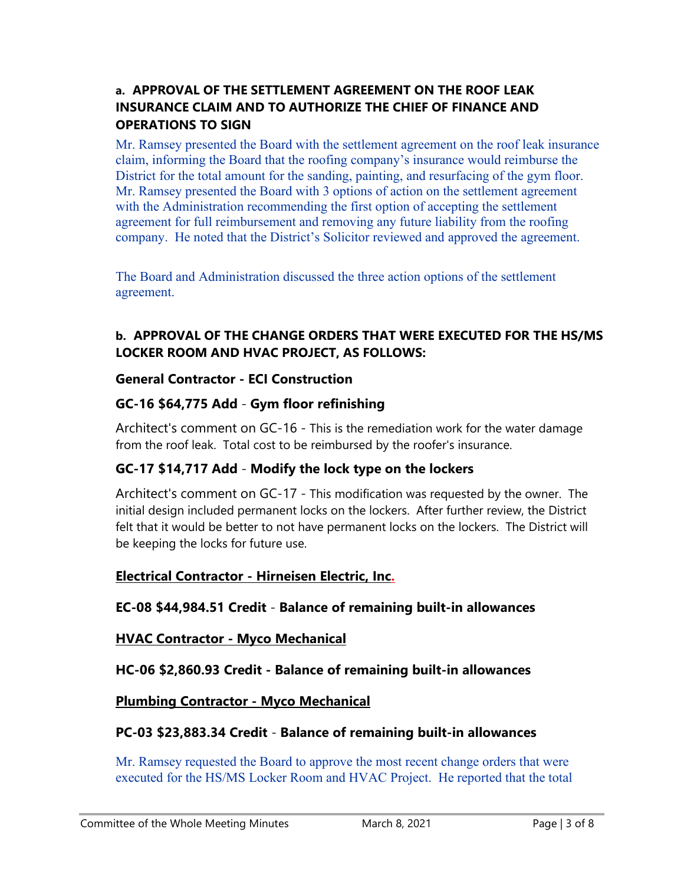**a. APPROVAL OF THE SETTLEMENT AGREEMENT ON THE ROOF LEAK INSURANCE CLAIM AND TO AUTHORIZE THE CHIEF OF FINANCE AND OPERATIONS TO SIGN**

Mr. Ramsey presented the Board with the settlement agreement on the roof leak insurance claim, informing the Board that the roofing company's insurance would reimburse the District for the total amount for the sanding, painting, and resurfacing of the gym floor. Mr. Ramsey presented the Board with 3 options of action on the settlement agreement with the Administration recommending the first option of accepting the settlement agreement for full reimbursement and removing any future liability from the roofing company. He noted that the District's Solicitor reviewed and approved the agreement.

The Board and Administration discussed the three action options of the settlement agreement.

**b. APPROVAL OF THE CHANGE ORDERS THAT WERE EXECUTED FOR THE HS/MS LOCKER ROOM AND HVAC PROJECT, AS FOLLOWS:**

**General Contractor - ECI Construction**

**GC-16 $64,775 Add - Gym floor refinishing**

Architect's comment on GC-16 - This is the remediation work for the water damage from the roof leak. Total cost to be reimbursed by the roofer's insurance.

**GC-17 $14,717 Add - Modify the lock type on the lockers**

Architect's comment on GC-17 - This modification was requested by the owner. The initial design included permanent locks on the lockers. After further review, the District felt that it would be better to not have permanent locks on the lockers. The District will be keeping the locks for future use.

**Electrical Contractor - Hirneisen Electric, Inc.**

**EC-08 $44,984.51 Credit - Balance of remaining built-in allowances**

**HVAC Contractor - Myco Mechanical**

**HC-06 $2,860.93 Credit - Balance of remaining built-in allowances**

**Plumbing Contractor - Myco Mechanical**

**PC-03 $23,883.34 Credit - Balance of remaining built-in allowances**

Mr. Ramsey requested the Board to approve the most recent change orders that were executed for the HS/MS Locker Room and HVAC Project. He reported that the total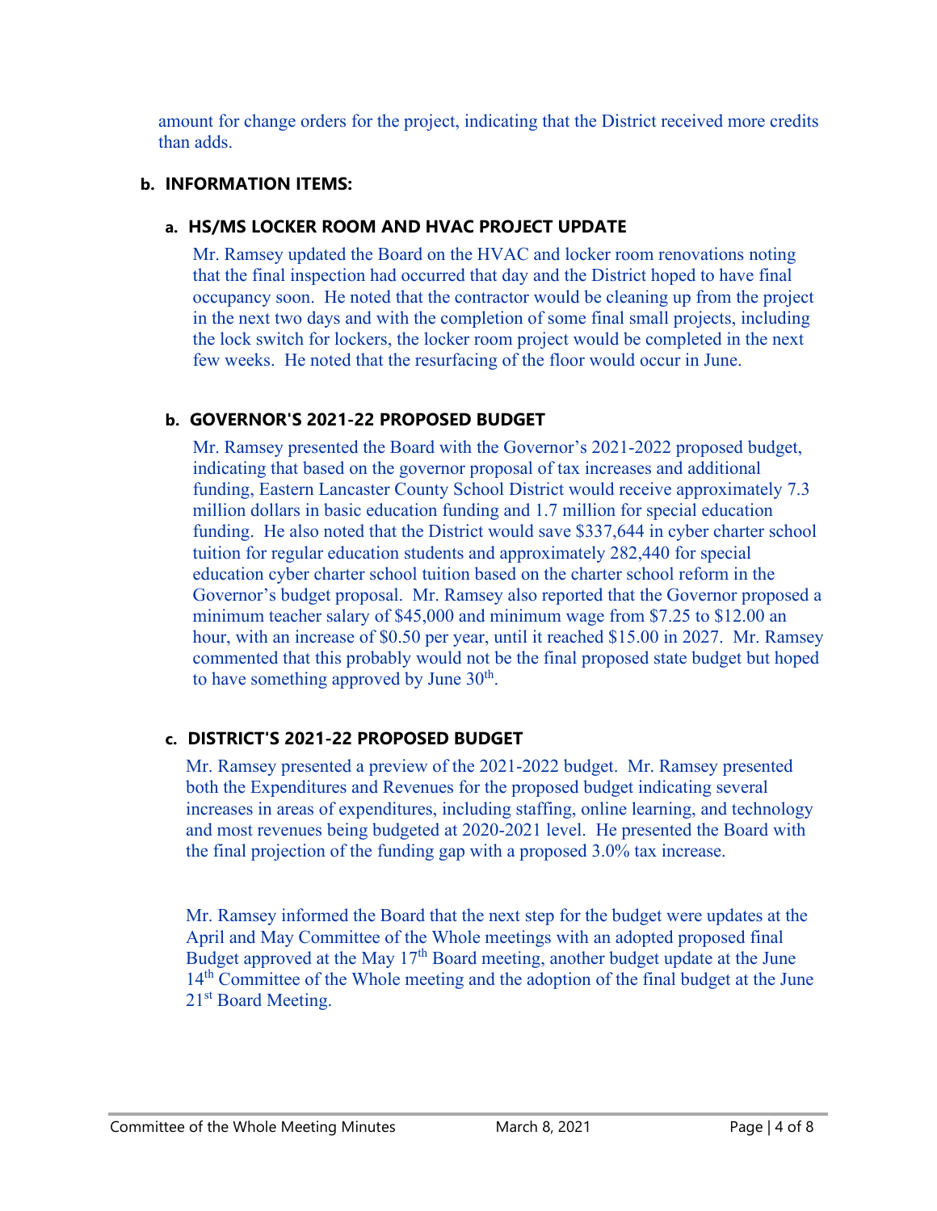amount for change orders for the project, indicating that the District received more credits than adds.

**b. INFORMATION ITEMS:**

**a. HS/MS LOCKER ROOM AND HVAC PROJECT UPDATE**

Mr. Ramsey updated the Board on the HVAC and locker room renovations noting that the final inspection had occurred that day and the District hoped to have final occupancy soon. He noted that the contractor would be cleaning up from the project in the next two days and with the completion of some final small projects, including the lock switch for lockers, the locker room project would be completed in the next few weeks. He noted that the resurfacing of the floor would occur in June.

**b. GOVERNOR'S 2021-22 PROPOSED BUDGET**

Mr. Ramsey presented the Board with the Governor's 2021-2022 proposed budget, indicating that based on the governor proposal of tax increases and additional funding, Eastern Lancaster County School District would receive approximately 7.3 million dollars in basic education funding and 1.7 million for special education funding. He also noted that the District would save $337,644 in cyber charter school tuition for regular education students and approximately 282,440 for special education cyber charter school tuition based on the charter school reform in the Governor's budget proposal. Mr. Ramsey also reported that the Governor proposed a minimum teacher salary of $45,000 and minimum wage from $7.25 to $12.00 an hour, with an increase of $0.50 per year, until it reached $15.00 in 2027. Mr. Ramsey commented that this probably would not be the final proposed state budget but hoped to have something approved by June 30th.

**c. DISTRICT'S 2021-22 PROPOSED BUDGET**

Mr. Ramsey presented a preview of the 2021-2022 budget. Mr. Ramsey presented both the Expenditures and Revenues for the proposed budget indicating several increases in areas of expenditures, including staffing, online learning, and technology and most revenues being budgeted at 2020-2021 level. He presented the Board with the final projection of the funding gap with a proposed 3.0% tax increase.

Mr. Ramsey informed the Board that the next step for the budget were updates at the April and May Committee of the Whole meetings with an adopted proposed final Budget approved at the May 17th Board meeting, another budget update at the June 14th Committee of the Whole meeting and the adoption of the final budget at the June 21st Board Meeting.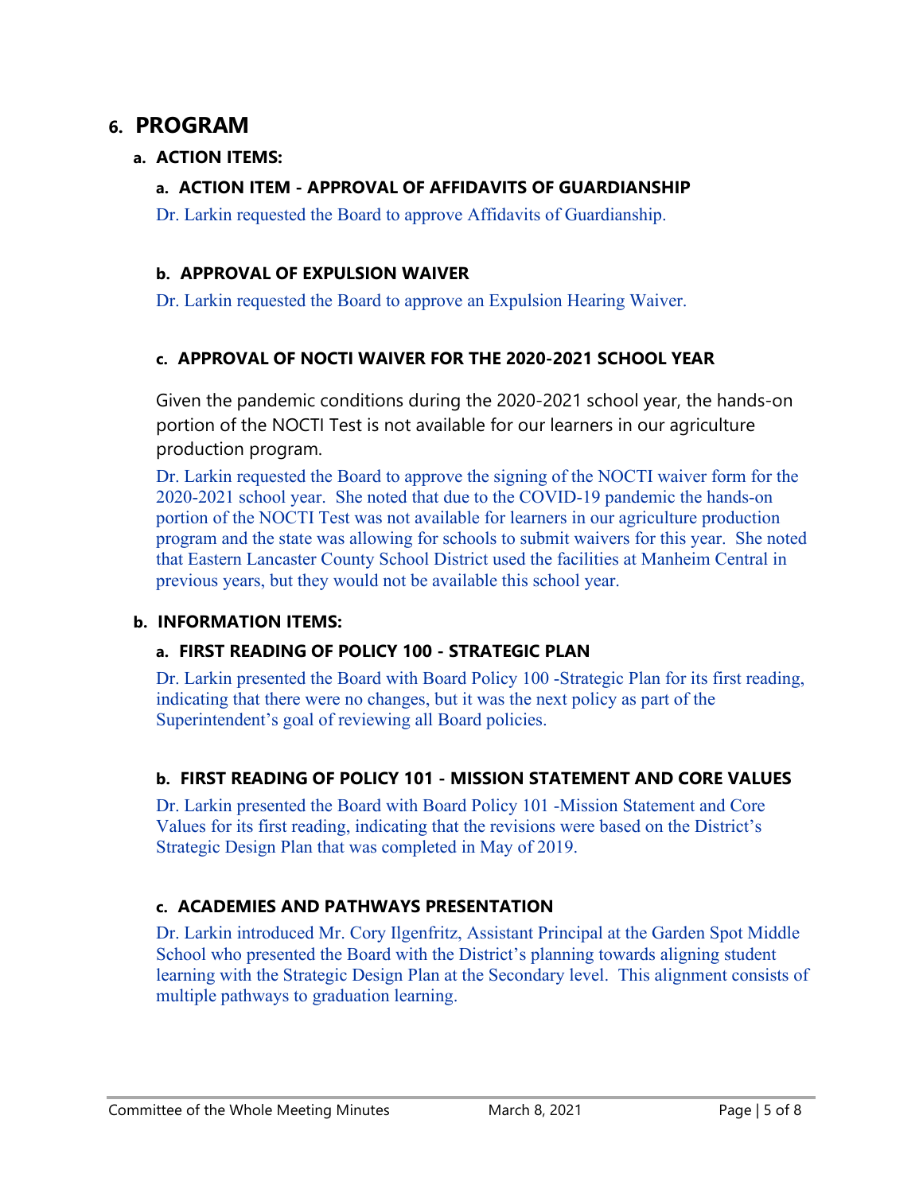# 6. PROGRAM

## a. ACTION ITEMS:

### a. ACTION ITEM - APPROVAL OF AFFIDAVITS OF GUARDIANSHIP

Dr. Larkin requested the Board to approve Affidavits of Guardianship.

### b. APPROVAL OF EXPULSION WAIVER

Dr. Larkin requested the Board to approve an Expulsion Hearing Waiver.

### c. APPROVAL OF NOCTI WAIVER FOR THE 2020-2021 SCHOOL YEAR

Given the pandemic conditions during the 2020-2021 school year, the hands-on portion of the NOCTI Test is not available for our learners in our agriculture production program.

Dr. Larkin requested the Board to approve the signing of the NOCTI waiver form for the 2020-2021 school year. She noted that due to the COVID-19 pandemic the hands-on portion of the NOCTI Test was not available for learners in our agriculture production program and the state was allowing for schools to submit waivers for this year. She noted that Eastern Lancaster County School District used the facilities at Manheim Central in previous years, but they would not be available this school year.

## b. INFORMATION ITEMS:

### a. FIRST READING OF POLICY 100 - STRATEGIC PLAN

Dr. Larkin presented the Board with Board Policy 100 -Strategic Plan for its first reading, indicating that there were no changes, but it was the next policy as part of the Superintendent's goal of reviewing all Board policies.

### b. FIRST READING OF POLICY 101 - MISSION STATEMENT AND CORE VALUES

Dr. Larkin presented the Board with Board Policy 101 -Mission Statement and Core Values for its first reading, indicating that the revisions were based on the District's Strategic Design Plan that was completed in May of 2019.

### c. ACADEMIES AND PATHWAYS PRESENTATION

Dr. Larkin introduced Mr. Cory Ilgenfritz, Assistant Principal at the Garden Spot Middle School who presented the Board with the District's planning towards aligning student learning with the Strategic Design Plan at the Secondary level. This alignment consists of multiple pathways to graduation learning.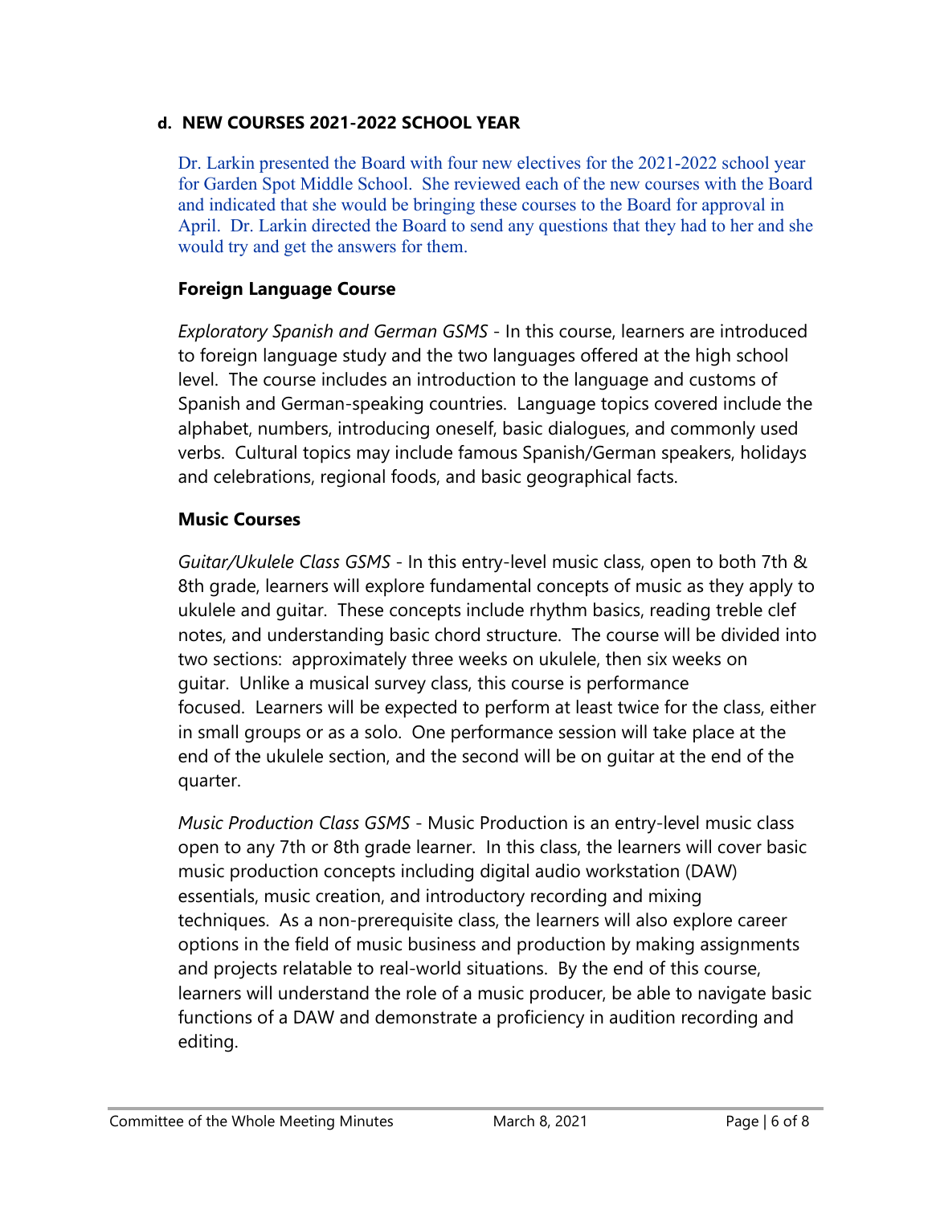**d. NEW COURSES 2021-2022 SCHOOL YEAR**

Dr. Larkin presented the Board with four new electives for the 2021-2022 school year for Garden Spot Middle School. She reviewed each of the new courses with the Board and indicated that she would be bringing these courses to the Board for approval in April. Dr. Larkin directed the Board to send any questions that they had to her and she would try and get the answers for them.

**Foreign Language Course**

*Exploratory Spanish and German GSMS* - In this course, learners are introduced to foreign language study and the two languages offered at the high school level. The course includes an introduction to the language and customs of Spanish and German-speaking countries. Language topics covered include the alphabet, numbers, introducing oneself, basic dialogues, and commonly used verbs. Cultural topics may include famous Spanish/German speakers, holidays and celebrations, regional foods, and basic geographical facts.

**Music Courses**

*Guitar/Ukulele Class GSMS* - In this entry-level music class, open to both 7th & 8th grade, learners will explore fundamental concepts of music as they apply to ukulele and guitar. These concepts include rhythm basics, reading treble clef notes, and understanding basic chord structure. The course will be divided into two sections: approximately three weeks on ukulele, then six weeks on guitar. Unlike a musical survey class, this course is performance focused. Learners will be expected to perform at least twice for the class, either in small groups or as a solo. One performance session will take place at the end of the ukulele section, and the second will be on guitar at the end of the quarter.

*Music Production Class GSMS* - Music Production is an entry-level music class open to any 7th or 8th grade learner. In this class, the learners will cover basic music production concepts including digital audio workstation (DAW) essentials, music creation, and introductory recording and mixing techniques. As a non-prerequisite class, the learners will also explore career options in the field of music business and production by making assignments and projects relatable to real-world situations. By the end of this course, learners will understand the role of a music producer, be able to navigate basic functions of a DAW and demonstrate a proficiency in audition recording and editing.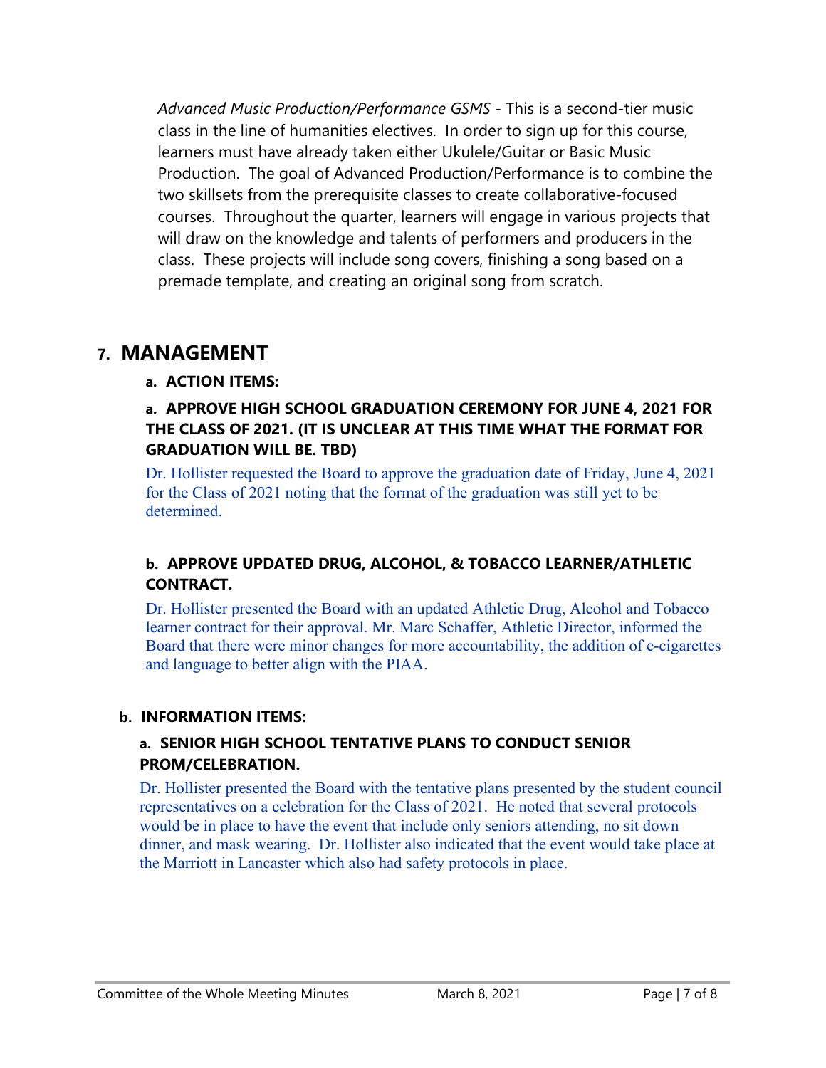*Advanced Music Production/Performance GSMS* - This is a second-tier music class in the line of humanities electives. In order to sign up for this course, learners must have already taken either Ukulele/Guitar or Basic Music Production. The goal of Advanced Production/Performance is to combine the two skillsets from the prerequisite classes to create collaborative-focused courses. Throughout the quarter, learners will engage in various projects that will draw on the knowledge and talents of performers and producers in the class. These projects will include song covers, finishing a song based on a premade template, and creating an original song from scratch.

## 7. MANAGEMENT

### a. ACTION ITEMS:

#### a. APPROVE HIGH SCHOOL GRADUATION CEREMONY FOR JUNE 4, 2021 FOR THE CLASS OF 2021. (IT IS UNCLEAR AT THIS TIME WHAT THE FORMAT FOR GRADUATION WILL BE. TBD)

Dr. Hollister requested the Board to approve the graduation date of Friday, June 4, 2021 for the Class of 2021 noting that the format of the graduation was still yet to be determined.

#### b. APPROVE UPDATED DRUG, ALCOHOL, & TOBACCO LEARNER/ATHLETIC CONTRACT.

Dr. Hollister presented the Board with an updated Athletic Drug, Alcohol and Tobacco learner contract for their approval. Mr. Marc Schaffer, Athletic Director, informed the Board that there were minor changes for more accountability, the addition of e-cigarettes and language to better align with the PIAA.

### b. INFORMATION ITEMS:

#### a. SENIOR HIGH SCHOOL TENTATIVE PLANS TO CONDUCT SENIOR PROM/CELEBRATION.

Dr. Hollister presented the Board with the tentative plans presented by the student council representatives on a celebration for the Class of 2021. He noted that several protocols would be in place to have the event that include only seniors attending, no sit down dinner, and mask wearing. Dr. Hollister also indicated that the event would take place at the Marriott in Lancaster which also had safety protocols in place.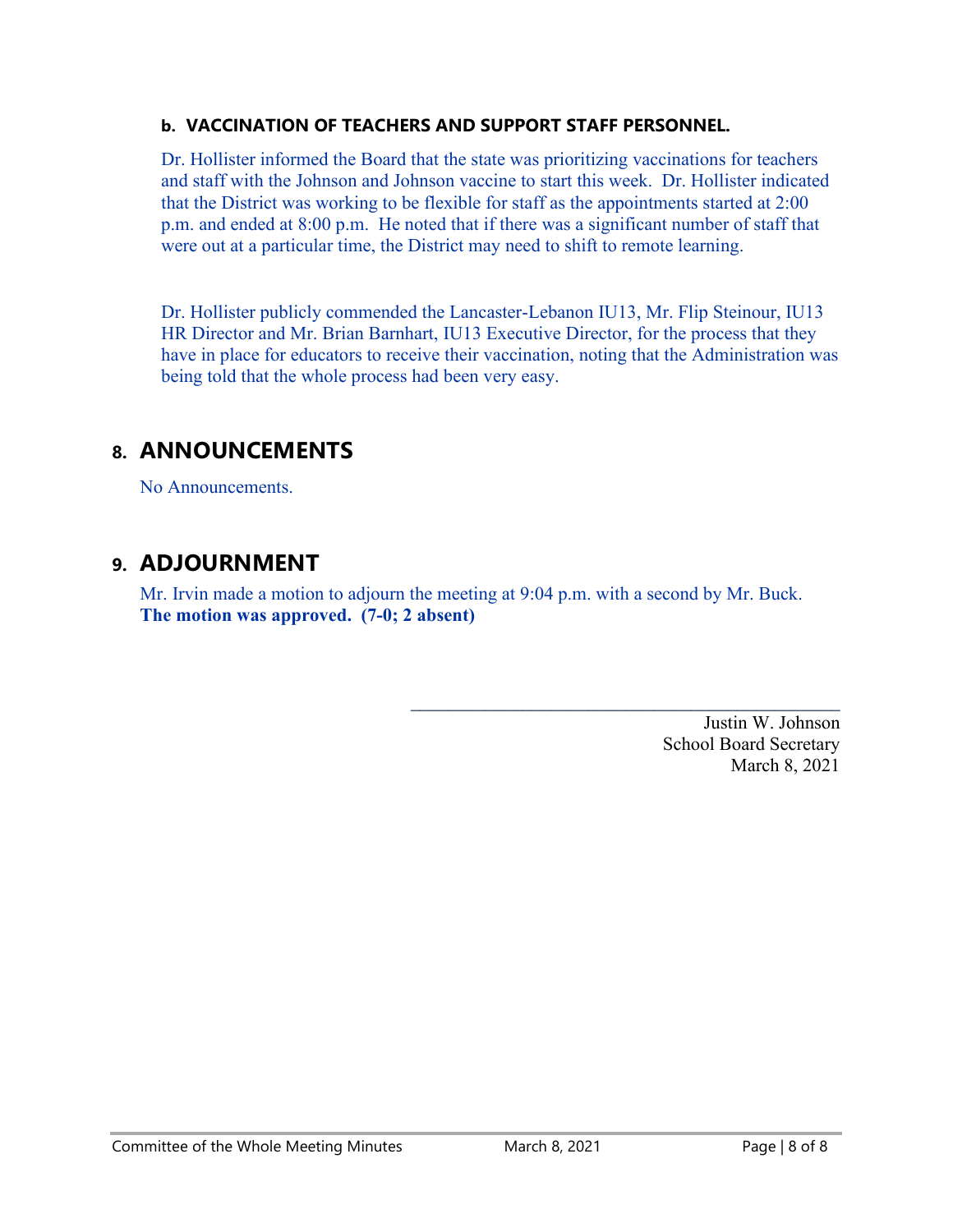**b. VACCINATION OF TEACHERS AND SUPPORT STAFF PERSONNEL.**

Dr. Hollister informed the Board that the state was prioritizing vaccinations for teachers and staff with the Johnson and Johnson vaccine to start this week. Dr. Hollister indicated that the District was working to be flexible for staff as the appointments started at 2:00 p.m. and ended at 8:00 p.m. He noted that if there was a significant number of staff that were out at a particular time, the District may need to shift to remote learning.

Dr. Hollister publicly commended the Lancaster-Lebanon IU13, Mr. Flip Steinour, IU13 HR Director and Mr. Brian Barnhart, IU13 Executive Director, for the process that they have in place for educators to receive their vaccination, noting that the Administration was being told that the whole process had been very easy.

## 8. ANNOUNCEMENTS

No Announcements.

## 9. ADJOURNMENT

Mr. Irvin made a motion to adjourn the meeting at 9:04 p.m. with a second by Mr. Buck. **The motion was approved. (7-0; 2 absent)**

\_\_\_\_\_\_\_\_\_\_\_\_\_\_\_\_\_\_\_\_\_\_\_\_\_\_\_\_\_\_\_\_\_\_\_\_\_\_\_\_\_\_\_\_

Justin W. Johnson
School Board Secretary
March 8, 2021